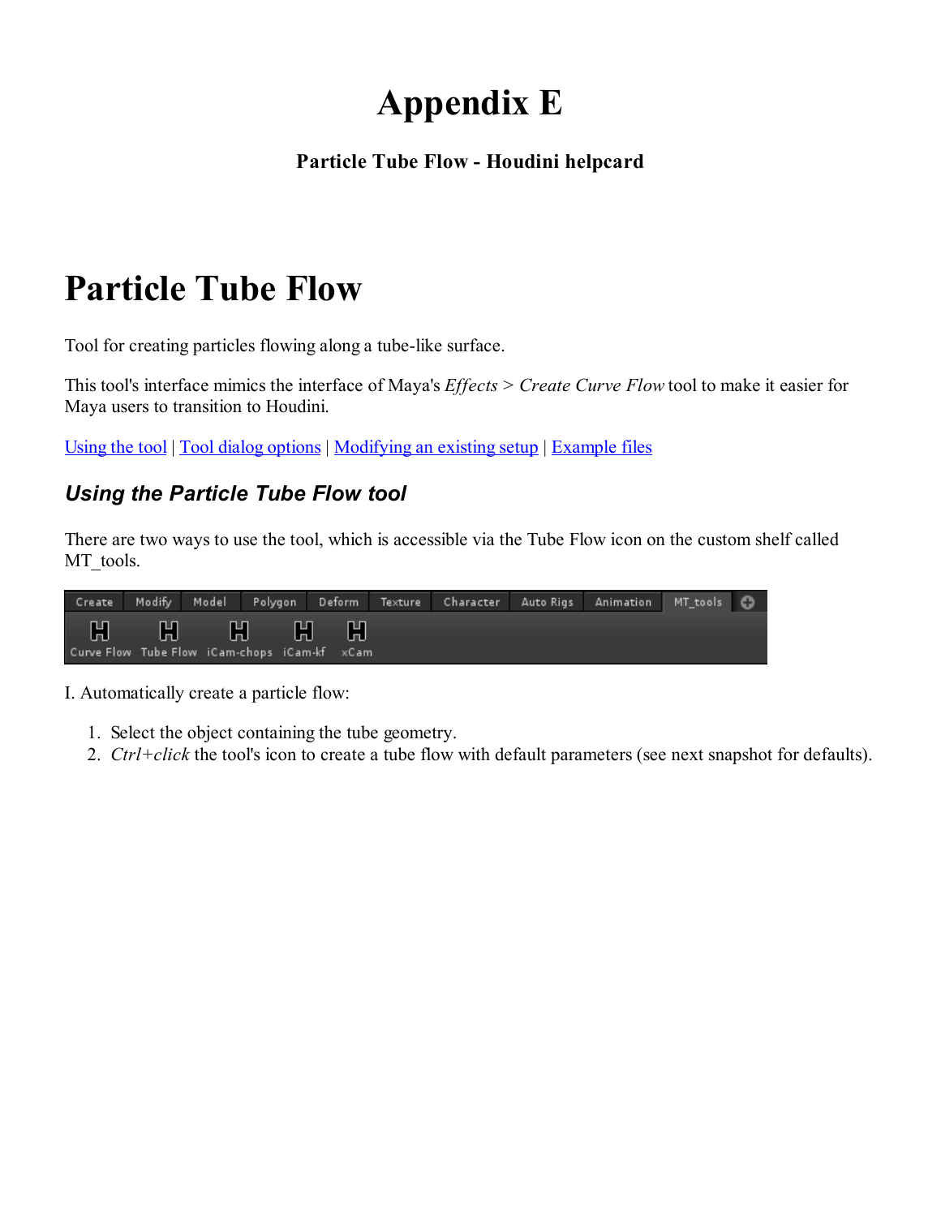# Appendix E

**Particle Tube Flow - Houdini helpcard**

# Particle Tube Flow

Tool for creating particles flowing along a tube-like surface.

This tool's interface mimics the interface of Maya's *Effects* > *Create Curve Flow* tool to make it easier for Maya users to transition to Houdini.

Using the tool | Tool dialog options | Modifying an existing setup | Example files

### *Using the Particle Tube Flow tool*

There are two ways to use the tool, which is accessible via the Tube Flow icon on the custom shelf called MT_tools.

I. Automatically create a particle flow:

1. Select the object containing the tube geometry.
2. *Ctrl+click* the tool's icon to create a tube flow with default parameters (see next snapshot for defaults).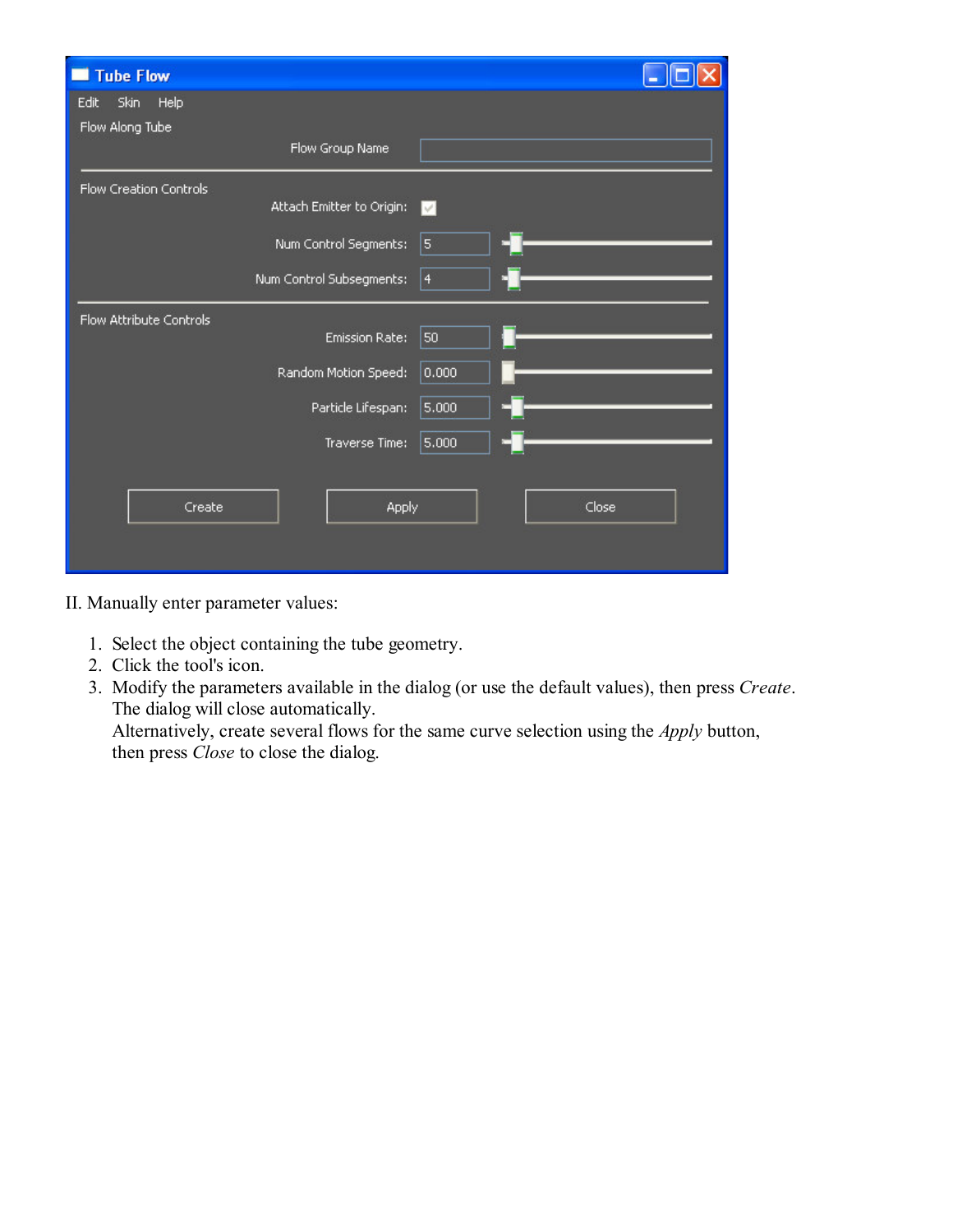II. Manually enter parameter values:

1. Select the object containing the tube geometry.
2. Click the tool's icon.
3. Modify the parameters available in the dialog (or use the default values), then press *Create*. The dialog will close automatically.
   Alternatively, create several flows for the same curve selection using the *Apply* button, then press *Close* to close the dialog.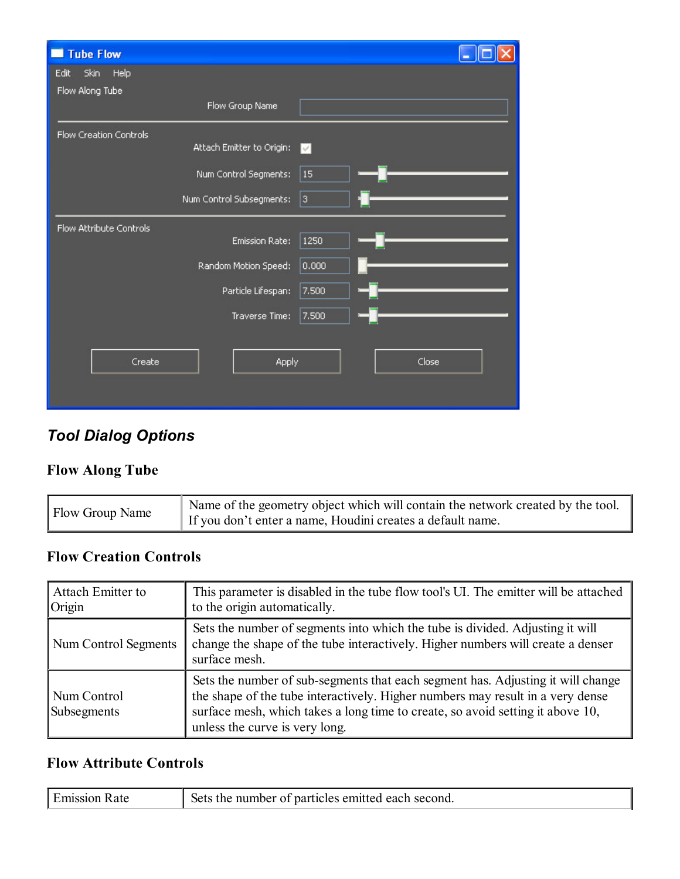## *Tool Dialog Options*

### Flow Along Tube

| Flow Group Name | Name of the geometry object which will contain the network created by the tool. If you don't enter a name, Houdini creates a default name. |
| --- | --- |

### Flow Creation Controls

| Attach Emitter to Origin | This parameter is disabled in the tube flow tool's UI. The emitter will be attached to the origin automatically. |
| --- | --- |
| Num Control Segments | Sets the number of segments into which the tube is divided. Adjusting it will change the shape of the tube interactively. Higher numbers will create a denser surface mesh. |
| Num Control Subsegments | Sets the number of sub-segments that each segment has. Adjusting it will change the shape of the tube interactively. Higher numbers may result in a very dense surface mesh, which takes a long time to create, so avoid setting it above 10, unless the curve is very long. |

### Flow Attribute Controls

| Emission Rate | Sets the number of particles emitted each second. |
| --- | --- |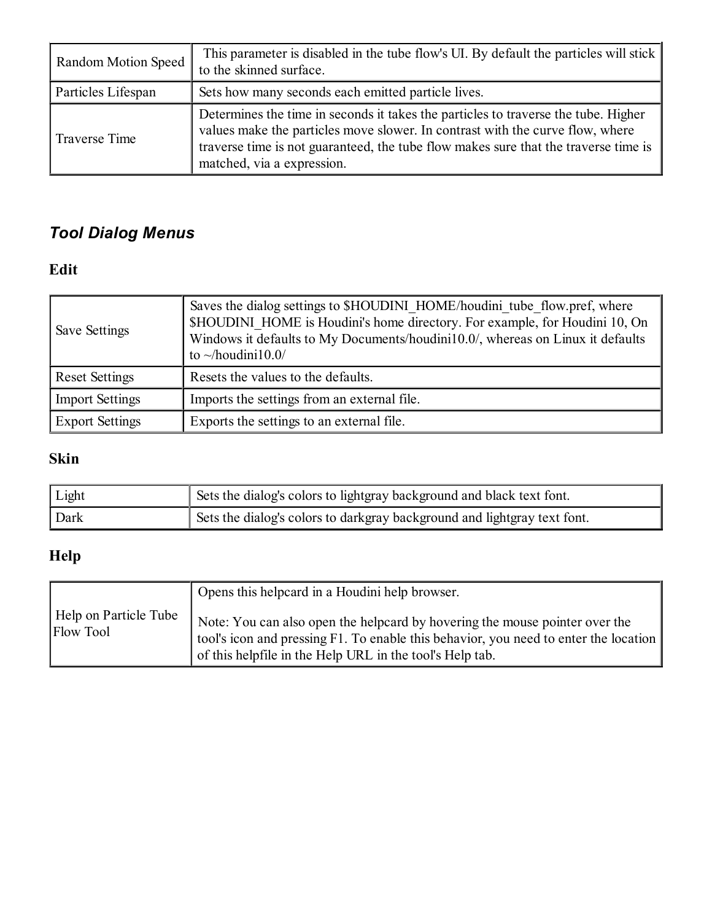| | |
|---|---|
| Random Motion Speed | This parameter is disabled in the tube flow's UI. By default the particles will stick to the skinned surface. |
| Particles Lifespan | Sets how many seconds each emitted particle lives. |
| Traverse Time | Determines the time in seconds it takes the particles to traverse the tube. Higher values make the particles move slower. In contrast with the curve flow, where traverse time is not guaranteed, the tube flow makes sure that the traverse time is matched, via a expression. |

## *Tool Dialog Menus*

### Edit

| | |
|---|---|
| Save Settings | Saves the dialog settings to $HOUDINI_HOME/houdini_tube_flow.pref, where $HOUDINI_HOME is Houdini's home directory. For example, for Houdini 10, On Windows it defaults to My Documents/houdini10.0/, whereas on Linux it defaults to ~/houdini10.0/ |
| Reset Settings | Resets the values to the defaults. |
| Import Settings | Imports the settings from an external file. |
| Export Settings | Exports the settings to an external file. |

### Skin

| | |
|---|---|
| Light | Sets the dialog's colors to lightgray background and black text font. |
| Dark | Sets the dialog's colors to darkgray background and lightgray text font. |

### Help

| | |
|---|---|
| Help on Particle Tube Flow Tool | Opens this helpcard in a Houdini help browser.<br><br>Note: You can also open the helpcard by hovering the mouse pointer over the tool's icon and pressing F1. To enable this behavior, you need to enter the location of this helpfile in the Help URL in the tool's Help tab. |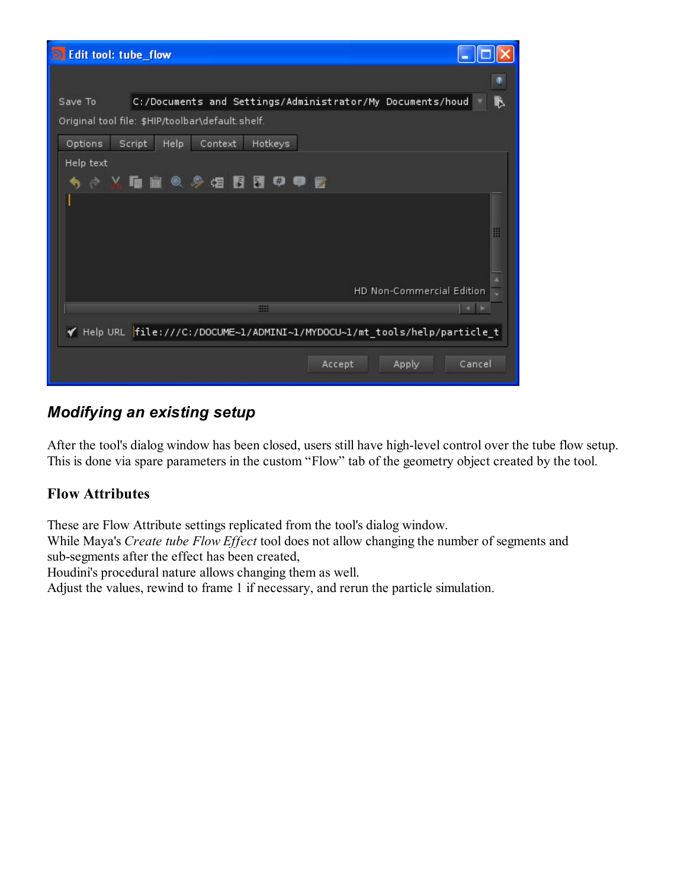## *Modifying an existing setup*

After the tool's dialog window has been closed, users still have high-level control over the tube flow setup. This is done via spare parameters in the custom "Flow" tab of the geometry object created by the tool.

### Flow Attributes

These are Flow Attribute settings replicated from the tool's dialog window.
While Maya's *Create tube Flow Effect* tool does not allow changing the number of segments and sub-segments after the effect has been created,
Houdini's procedural nature allows changing them as well.
Adjust the values, rewind to frame 1 if necessary, and rerun the particle simulation.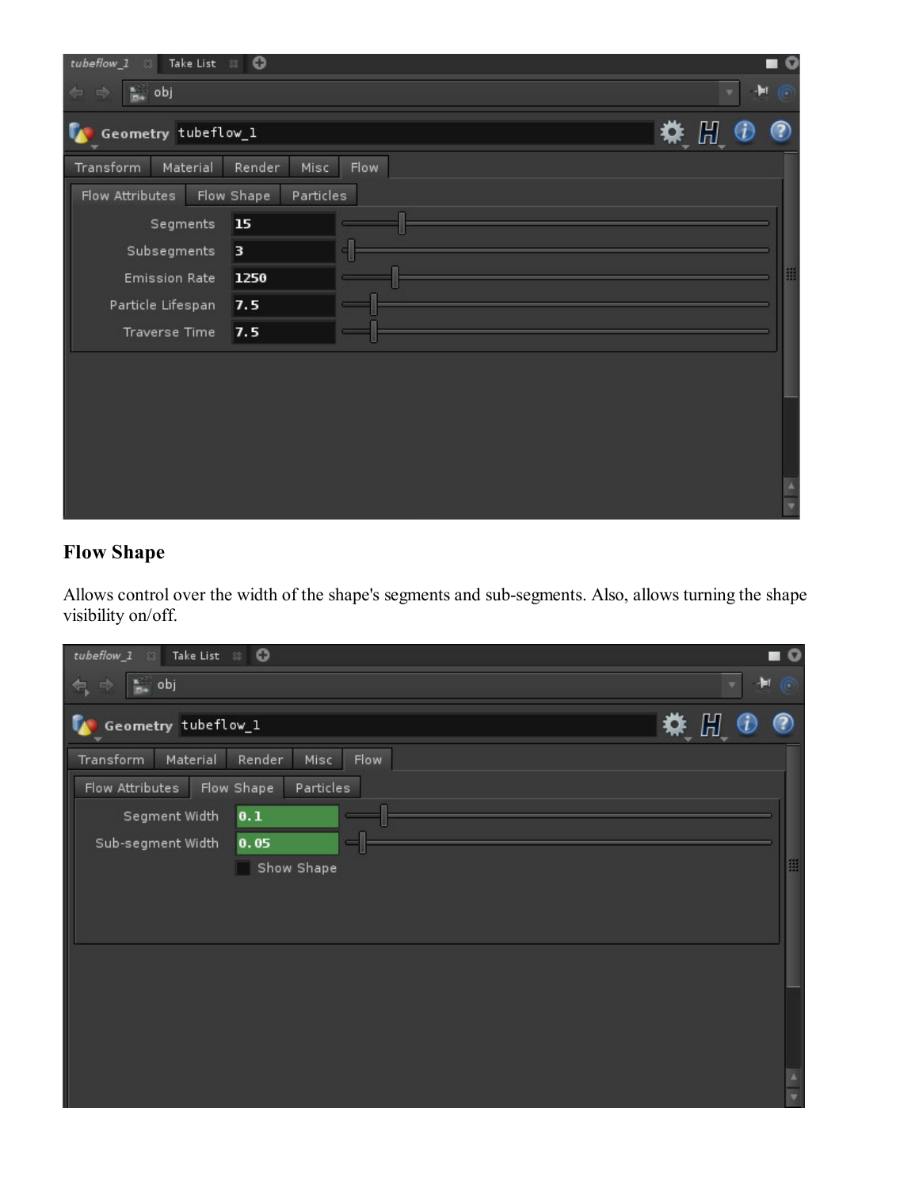## Flow Shape

Allows control over the width of the shape's segments and sub-segments. Also, allows turning the shape visibility on/off.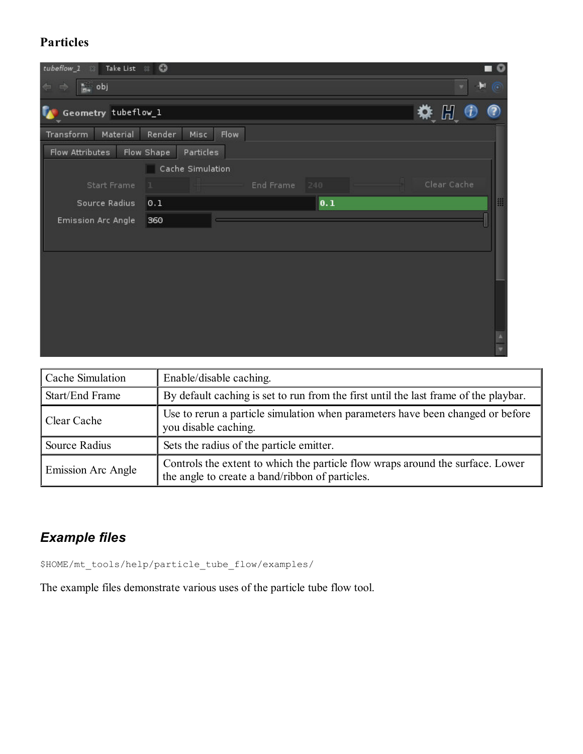### Particles

| | |
|---|---|
| Cache Simulation | Enable/disable caching. |
| Start/End Frame | By default caching is set to run from the first until the last frame of the playbar. |
| Clear Cache | Use to rerun a particle simulation when parameters have been changed or before you disable caching. |
| Source Radius | Sets the radius of the particle emitter. |
| Emission Arc Angle | Controls the extent to which the particle flow wraps around the surface. Lower the angle to create a band/ribbon of particles. |

## *Example files*

```
$HOME/mt_tools/help/particle_tube_flow/examples/
```

The example files demonstrate various uses of the particle tube flow tool.